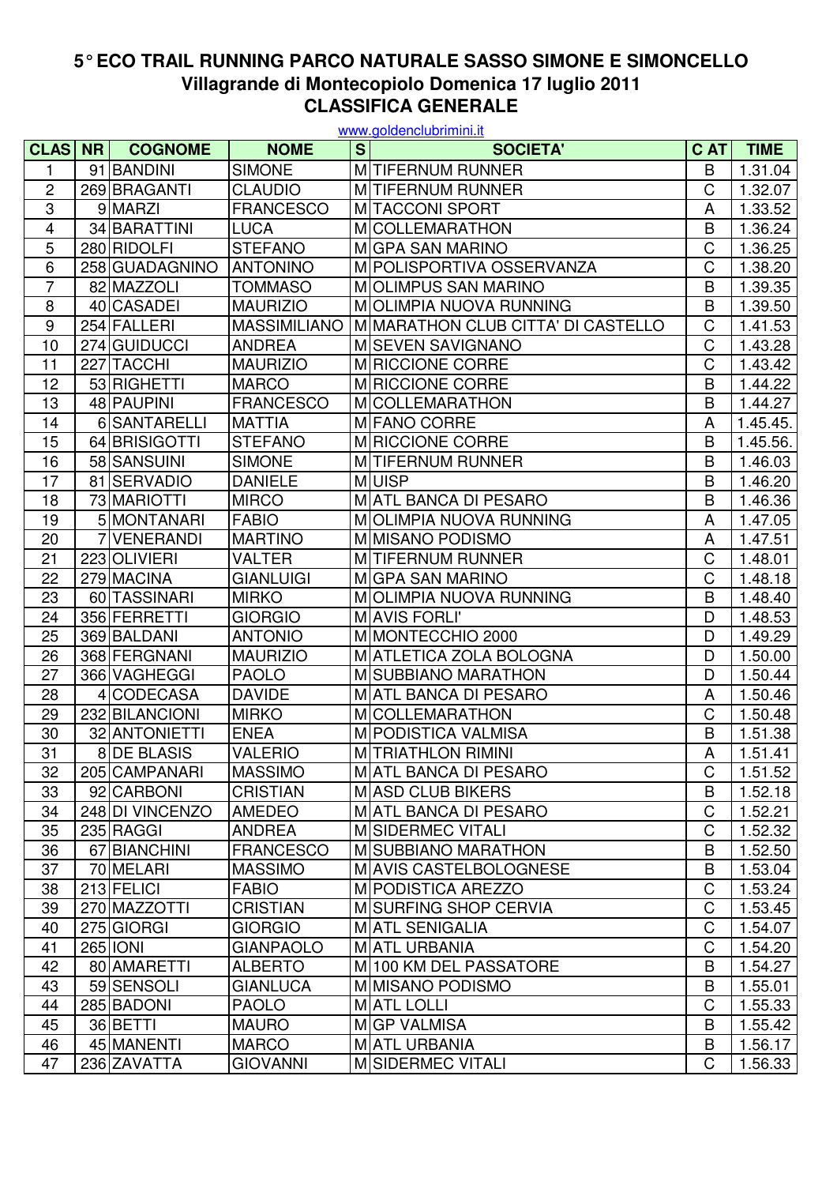# 5° ECO TRAIL RUNNING PARCO NATURALE SASSO SIMONE E SIMONCELLO
## Villagrande di Montecopiolo Domenica 17 luglio 2011
## CLASSIFICA GENERALE

www.goldenclubrimini.it

| CLAS | NR | COGNOME | NOME | S | SOCIETA' | C AT | TIME |
|---|---|---|---|---|---|---|---|
| 1 | 91 | BANDINI | SIMONE | M | TIFERNUM RUNNER | B | 1.31.04 |
| 2 | 269 | BRAGANTI | CLAUDIO | M | TIFERNUM RUNNER | C | 1.32.07 |
| 3 | 9 | MARZI | FRANCESCO | M | TACCONI SPORT | A | 1.33.52 |
| 4 | 34 | BARATTINI | LUCA | M | COLLEMARATHON | B | 1.36.24 |
| 5 | 280 | RIDOLFI | STEFANO | M | GPA SAN MARINO | C | 1.36.25 |
| 6 | 258 | GUADAGNINO | ANTONINO | M | POLISPORTIVA OSSERVANZA | C | 1.38.20 |
| 7 | 82 | MAZZOLI | TOMMASO | M | OLIMPUS SAN MARINO | B | 1.39.35 |
| 8 | 40 | CASADEI | MAURIZIO | M | OLIMPIA NUOVA RUNNING | B | 1.39.50 |
| 9 | 254 | FALLERI | MASSIMILIANO | M | MARATHON CLUB CITTA' DI CASTELLO | C | 1.41.53 |
| 10 | 274 | GUIDUCCI | ANDREA | M | SEVEN SAVIGNANO | C | 1.43.28 |
| 11 | 227 | TACCHI | MAURIZIO | M | RICCIONE CORRE | C | 1.43.42 |
| 12 | 53 | RIGHETTI | MARCO | M | RICCIONE CORRE | B | 1.44.22 |
| 13 | 48 | PAUPINI | FRANCESCO | M | COLLEMARATHON | B | 1.44.27 |
| 14 | 6 | SANTARELLI | MATTIA | M | FANO CORRE | A | 1.45.45. |
| 15 | 64 | BRISIGOTTI | STEFANO | M | RICCIONE CORRE | B | 1.45.56. |
| 16 | 58 | SANSUINI | SIMONE | M | TIFERNUM RUNNER | B | 1.46.03 |
| 17 | 81 | SERVADIO | DANIELE | M | UISP | B | 1.46.20 |
| 18 | 73 | MARIOTTI | MIRCO | M | ATL BANCA DI PESARO | B | 1.46.36 |
| 19 | 5 | MONTANARI | FABIO | M | OLIMPIA NUOVA RUNNING | A | 1.47.05 |
| 20 | 7 | VENERANDI | MARTINO | M | MISANO PODISMO | A | 1.47.51 |
| 21 | 223 | OLIVIERI | VALTER | M | TIFERNUM RUNNER | C | 1.48.01 |
| 22 | 279 | MACINA | GIANLUIGI | M | GPA SAN MARINO | C | 1.48.18 |
| 23 | 60 | TASSINARI | MIRKO | M | OLIMPIA NUOVA RUNNING | B | 1.48.40 |
| 24 | 356 | FERRETTI | GIORGIO | M | AVIS FORLI' | D | 1.48.53 |
| 25 | 369 | BALDANI | ANTONIO | M | MONTECCHIO 2000 | D | 1.49.29 |
| 26 | 368 | FERGNANI | MAURIZIO | M | ATLETICA ZOLA BOLOGNA | D | 1.50.00 |
| 27 | 366 | VAGHEGGI | PAOLO | M | SUBBIANO MARATHON | D | 1.50.44 |
| 28 | 4 | CODECASA | DAVIDE | M | ATL BANCA DI PESARO | A | 1.50.46 |
| 29 | 232 | BILANCIONI | MIRKO | M | COLLEMARATHON | C | 1.50.48 |
| 30 | 32 | ANTONIETTI | ENEA | M | PODISTICA VALMISA | B | 1.51.38 |
| 31 | 8 | DE BLASIS | VALERIO | M | TRIATHLON RIMINI | A | 1.51.41 |
| 32 | 205 | CAMPANARI | MASSIMO | M | ATL BANCA DI PESARO | C | 1.51.52 |
| 33 | 92 | CARBONI | CRISTIAN | M | ASD CLUB BIKERS | B | 1.52.18 |
| 34 | 248 | DI VINCENZO | AMEDEO | M | ATL BANCA DI PESARO | C | 1.52.21 |
| 35 | 235 | RAGGI | ANDREA | M | SIDERMEC VITALI | C | 1.52.32 |
| 36 | 67 | BIANCHINI | FRANCESCO | M | SUBBIANO MARATHON | B | 1.52.50 |
| 37 | 70 | MELARI | MASSIMO | M | AVIS CASTELBOLOGNESE | B | 1.53.04 |
| 38 | 213 | FELICI | FABIO | M | PODISTICA AREZZO | C | 1.53.24 |
| 39 | 270 | MAZZOTTI | CRISTIAN | M | SURFING SHOP CERVIA | C | 1.53.45 |
| 40 | 275 | GIORGI | GIORGIO | M | ATL SENIGALIA | C | 1.54.07 |
| 41 | 265 | IONI | GIANPAOLO | M | ATL URBANIA | C | 1.54.20 |
| 42 | 80 | AMARETTI | ALBERTO | M | 100 KM DEL PASSATORE | B | 1.54.27 |
| 43 | 59 | SENSOLI | GIANLUCA | M | MISANO PODISMO | B | 1.55.01 |
| 44 | 285 | BADONI | PAOLO | M | ATL LOLLI | C | 1.55.33 |
| 45 | 36 | BETTI | MAURO | M | GP VALMISA | B | 1.55.42 |
| 46 | 45 | MANENTI | MARCO | M | ATL URBANIA | B | 1.56.17 |
| 47 | 236 | ZAVATTA | GIOVANNI | M | SIDERMEC VITALI | C | 1.56.33 |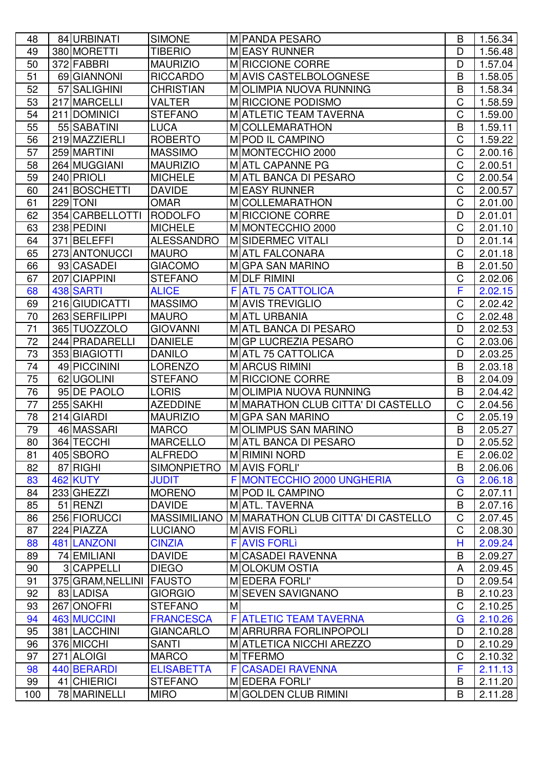| 48 | 84 | URBINATI | SIMONE | M | PANDA PESARO | B | 1.56.34 |
|---|---|---|---|---|---|---|---|
| 49 | 380 | MORETTI | TIBERIO | M | EASY RUNNER | D | 1.56.48 |
| 50 | 372 | FABBRI | MAURIZIO | M | RICCIONE CORRE | D | 1.57.04 |
| 51 | 69 | GIANNONI | RICCARDO | M | AVIS CASTELBOLOGNESE | B | 1.58.05 |
| 52 | 57 | SALIGHINI | CHRISTIAN | M | OLIMPIA NUOVA RUNNING | B | 1.58.34 |
| 53 | 217 | MARCELLI | VALTER | M | RICCIONE PODISMO | C | 1.58.59 |
| 54 | 211 | DOMINICI | STEFANO | M | ATLETIC TEAM TAVERNA | C | 1.59.00 |
| 55 | 55 | SABATINI | LUCA | M | COLLEMARATHON | B | 1.59.11 |
| 56 | 219 | MAZZIERLI | ROBERTO | M | POD IL CAMPINO | C | 1.59.22 |
| 57 | 259 | MARTINI | MASSIMO | M | MONTECCHIO 2000 | C | 2.00.16 |
| 58 | 264 | MUGGIANI | MAURIZIO | M | ATL CAPANNE PG | C | 2.00.51 |
| 59 | 240 | PRIOLI | MICHELE | M | ATL BANCA DI PESARO | C | 2.00.54 |
| 60 | 241 | BOSCHETTI | DAVIDE | M | EASY RUNNER | C | 2.00.57 |
| 61 | 229 | TONI | OMAR | M | COLLEMARATHON | C | 2.01.00 |
| 62 | 354 | CARBELLOTTI | RODOLFO | M | RICCIONE CORRE | D | 2.01.01 |
| 63 | 238 | PEDINI | MICHELE | M | MONTECCHIO 2000 | C | 2.01.10 |
| 64 | 371 | BELEFFI | ALESSANDRO | M | SIDERMEC VITALI | D | 2.01.14 |
| 65 | 273 | ANTONUCCI | MAURO | M | ATL FALCONARA | C | 2.01.18 |
| 66 | 93 | CASADEI | GIACOMO | M | GPA SAN MARINO | B | 2.01.50 |
| 67 | 207 | CIAPPINI | STEFANO | M | DLF RIMINI | C | 2.02.06 |
| 68 | 438 | SARTI | ALICE | F | ATL 75 CATTOLICA | F | 2.02.15 |
| 69 | 216 | GIUDICATTI | MASSIMO | M | AVIS TREVIGLIO | C | 2.02.42 |
| 70 | 263 | SERFILIPPI | MAURO | M | ATL URBANIA | C | 2.02.48 |
| 71 | 365 | TUOZZOLO | GIOVANNI | M | ATL BANCA DI PESARO | D | 2.02.53 |
| 72 | 244 | PRADARELLI | DANIELE | M | GP LUCREZIA PESARO | C | 2.03.06 |
| 73 | 353 | BIAGIOTTI | DANILO | M | ATL 75 CATTOLICA | D | 2.03.25 |
| 74 | 49 | PICCININI | LORENZO | M | ARCUS RIMINI | B | 2.03.18 |
| 75 | 62 | UGOLINI | STEFANO | M | RICCIONE CORRE | B | 2.04.09 |
| 76 | 95 | DE PAOLO | LORIS | M | OLIMPIA NUOVA RUNNING | B | 2.04.42 |
| 77 | 255 | SAKHI | AZEDDINE | M | MARATHON CLUB CITTA' DI CASTELLO | C | 2.04.56 |
| 78 | 214 | GIARDI | MAURIZIO | M | GPA SAN MARINO | C | 2.05.19 |
| 79 | 46 | MASSARI | MARCO | M | OLIMPUS SAN MARINO | B | 2.05.27 |
| 80 | 364 | TECCHI | MARCELLO | M | ATL BANCA DI PESARO | D | 2.05.52 |
| 81 | 405 | SBORO | ALFREDO | M | RIMINI NORD | E | 2.06.02 |
| 82 | 87 | RIGHI | SIMONPIETRO | M | AVIS FORLI' | B | 2.06.06 |
| 83 | 462 | KUTY | JUDIT | F | MONTECCHIO 2000 UNGHERIA | G | 2.06.18 |
| 84 | 233 | GHEZZI | MORENO | M | POD IL CAMPINO | C | 2.07.11 |
| 85 | 51 | RENZI | DAVIDE | M | ATL. TAVERNA | B | 2.07.16 |
| 86 | 256 | FIORUCCI | MASSIMILIANO | M | MARATHON CLUB CITTA' DI CASTELLO | C | 2.07.45 |
| 87 | 224 | PIAZZA | LUCIANO | M | AVIS FORLÌ | C | 2.08.30 |
| 88 | 481 | LANZONI | CINZIA | F | AVIS FORLÌ | H | 2.09.24 |
| 89 | 74 | EMILIANI | DAVIDE | M | CASADEI RAVENNA | B | 2.09.27 |
| 90 | 3 | CAPPELLI | DIEGO | M | OLOKUM OSTIA | A | 2.09.45 |
| 91 | 375 | GRAM,NELLINI | FAUSTO | M | EDERA FORLI' | D | 2.09.54 |
| 92 | 83 | LADISA | GIORGIO | M | SEVEN SAVIGNANO | B | 2.10.23 |
| 93 | 267 | ONOFRI | STEFANO | M | | C | 2.10.25 |
| 94 | 463 | MUCCINI | FRANCESCA | F | ATLETIC TEAM TAVERNA | G | 2.10.26 |
| 95 | 381 | LACCHINI | GIANCARLO | M | ARRURRA FORLINPOPOLI | D | 2.10.28 |
| 96 | 376 | MICCHI | SANTI | M | ATLETICA NICCHI AREZZO | D | 2.10.29 |
| 97 | 271 | ALOIGI | MARCO | M | TFERMO | C | 2.10.32 |
| 98 | 440 | BERARDI | ELISABETTA | F | CASADEI RAVENNA | F | 2.11.13 |
| 99 | 41 | CHIERICI | STEFANO | M | EDERA FORLI' | B | 2.11.20 |
| 100 | 78 | MARINELLI | MIRO | M | GOLDEN CLUB RIMINI | B | 2.11.28 |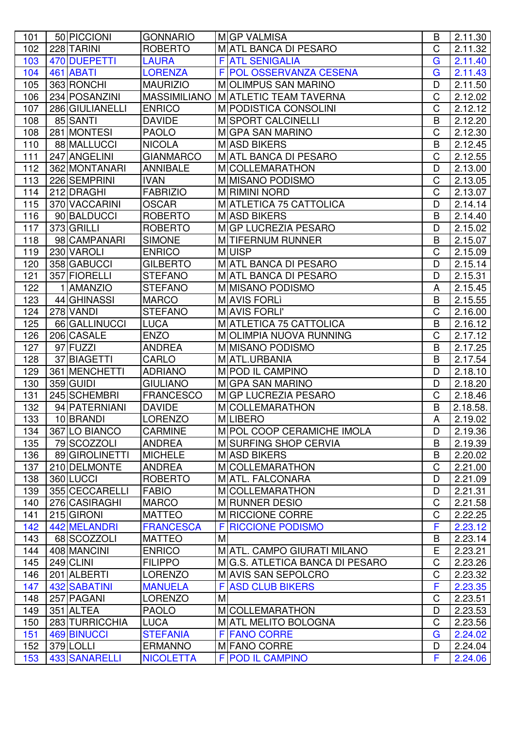| 101 | 50 | PICCIONI | GONNARIO | M | GP VALMISA | B | 2.11.30 |
|---|---|---|---|---|---|---|---|
| 102 | 228 | TARINI | ROBERTO | M | ATL BANCA DI PESARO | C | 2.11.32 |
| 103 | 470 | DUEPETTI | LAURA | F | ATL SENIGALIA | G | 2.11.40 |
| 104 | 461 | ABATI | LORENZA | F | POL OSSERVANZA CESENA | G | 2.11.43 |
| 105 | 363 | RONCHI | MAURIZIO | M | OLIMPUS SAN MARINO | D | 2.11.50 |
| 106 | 234 | POSANZINI | MASSIMILIANO | M | ATLETIC TEAM TAVERNA | C | 2.12.02 |
| 107 | 286 | GIULIANELLI | ENRICO | M | PODISTICA CONSOLINI | C | 2.12.12 |
| 108 | 85 | SANTI | DAVIDE | M | SPORT CALCINELLI | B | 2.12.20 |
| 108 | 281 | MONTESI | PAOLO | M | GPA SAN MARINO | C | 2.12.30 |
| 110 | 88 | MALLUCCI | NICOLA | M | ASD BIKERS | B | 2.12.45 |
| 111 | 247 | ANGELINI | GIANMARCO | M | ATL BANCA DI PESARO | C | 2.12.55 |
| 112 | 362 | MONTANARI | ANNIBALE | M | COLLEMARATHON | D | 2.13.00 |
| 113 | 226 | SEMPRINI | IVAN | M | MISANO PODISMO | C | 2.13.05 |
| 114 | 212 | DRAGHI | FABRIZIO | M | RIMINI NORD | C | 2.13.07 |
| 115 | 370 | VACCARINI | OSCAR | M | ATLETICA 75 CATTOLICA | D | 2.14.14 |
| 116 | 90 | BALDUCCI | ROBERTO | M | ASD BIKERS | B | 2.14.40 |
| 117 | 373 | GRILLI | ROBERTO | M | GP LUCREZIA PESARO | D | 2.15.02 |
| 118 | 98 | CAMPANARI | SIMONE | M | TIFERNUM RUNNER | B | 2.15.07 |
| 119 | 230 | VAROLI | ENRICO | M | UISP | C | 2.15.09 |
| 120 | 358 | GABUCCI | GILBERTO | M | ATL BANCA DI PESARO | D | 2.15.14 |
| 121 | 357 | FIORELLI | STEFANO | M | ATL BANCA DI PESARO | D | 2.15.31 |
| 122 | 1 | AMANZIO | STEFANO | M | MISANO PODISMO | A | 2.15.45 |
| 123 | 44 | GHINASSI | MARCO | M | AVIS FORLÌ | B | 2.15.55 |
| 124 | 278 | VANDI | STEFANO | M | AVIS FORLI' | C | 2.16.00 |
| 125 | 66 | GALLINUCCI | LUCA | M | ATLETICA 75 CATTOLICA | B | 2.16.12 |
| 126 | 206 | CASALE | ENZO | M | OLIMPIA NUOVA RUNNING | C | 2.17.12 |
| 127 | 97 | FUZZI | ANDREA | M | MISANO PODISMO | B | 2.17.25 |
| 128 | 37 | BIAGETTI | CARLO | M | ATL.URBANIA | B | 2.17.54 |
| 129 | 361 | MENCHETTI | ADRIANO | M | POD IL CAMPINO | D | 2.18.10 |
| 130 | 359 | GUIDI | GIULIANO | M | GPA SAN MARINO | D | 2.18.20 |
| 131 | 245 | SCHEMBRI | FRANCESCO | M | GP LUCREZIA PESARO | C | 2.18.46 |
| 132 | 94 | PATERNIANI | DAVIDE | M | COLLEMARATHON | B | 2.18.58. |
| 133 | 10 | BRANDI | LORENZO | M | LIBERO | A | 2.19.02 |
| 134 | 367 | LO BIANCO | CARMINE | M | POL COOP CERAMICHE IMOLA | D | 2.19.36 |
| 135 | 79 | SCOZZOLI | ANDREA | M | SURFING SHOP CERVIA | B | 2.19.39 |
| 136 | 89 | GIROLINETTI | MICHELE | M | ASD BIKERS | B | 2.20.02 |
| 137 | 210 | DELMONTE | ANDREA | M | COLLEMARATHON | C | 2.21.00 |
| 138 | 360 | LUCCI | ROBERTO | M | ATL. FALCONARA | D | 2.21.09 |
| 139 | 355 | CECCARELLI | FABIO | M | COLLEMARATHON | D | 2.21.31 |
| 140 | 276 | CASIRAGHI | MARCO | M | RUNNER DESIO | C | 2.21.58 |
| 141 | 215 | GIRONI | MATTEO | M | RICCIONE CORRE | C | 2.22.25 |
| 142 | 442 | MELANDRI | FRANCESCA | F | RICCIONE PODISMO | F | 2.23.12 |
| 143 | 68 | SCOZZOLI | MATTEO | M | | B | 2.23.14 |
| 144 | 408 | MANCINI | ENRICO | M | ATL. CAMPO GIURATI MILANO | E | 2.23.21 |
| 145 | 249 | CLINI | FILIPPO | M | G.S. ATLETICA BANCA DI PESARO | C | 2.23.26 |
| 146 | 201 | ALBERTI | LORENZO | M | AVIS SAN SEPOLCRO | C | 2.23.32 |
| 147 | 432 | SABATINI | MANUELA | F | ASD CLUB BIKERS | F | 2.23.35 |
| 148 | 257 | PAGANI | LORENZO | M | | C | 2.23.51 |
| 149 | 351 | ALTEA | PAOLO | M | COLLEMARATHON | D | 2.23.53 |
| 150 | 283 | TURRICCHIA | LUCA | M | ATL MELITO BOLOGNA | C | 2.23.56 |
| 151 | 469 | BINUCCI | STEFANIA | F | FANO CORRE | G | 2.24.02 |
| 152 | 379 | LOLLI | ERMANNO | M | FANO CORRE | D | 2.24.04 |
| 153 | 433 | SANARELLI | NICOLETTA | F | POD IL CAMPINO | F | 2.24.06 |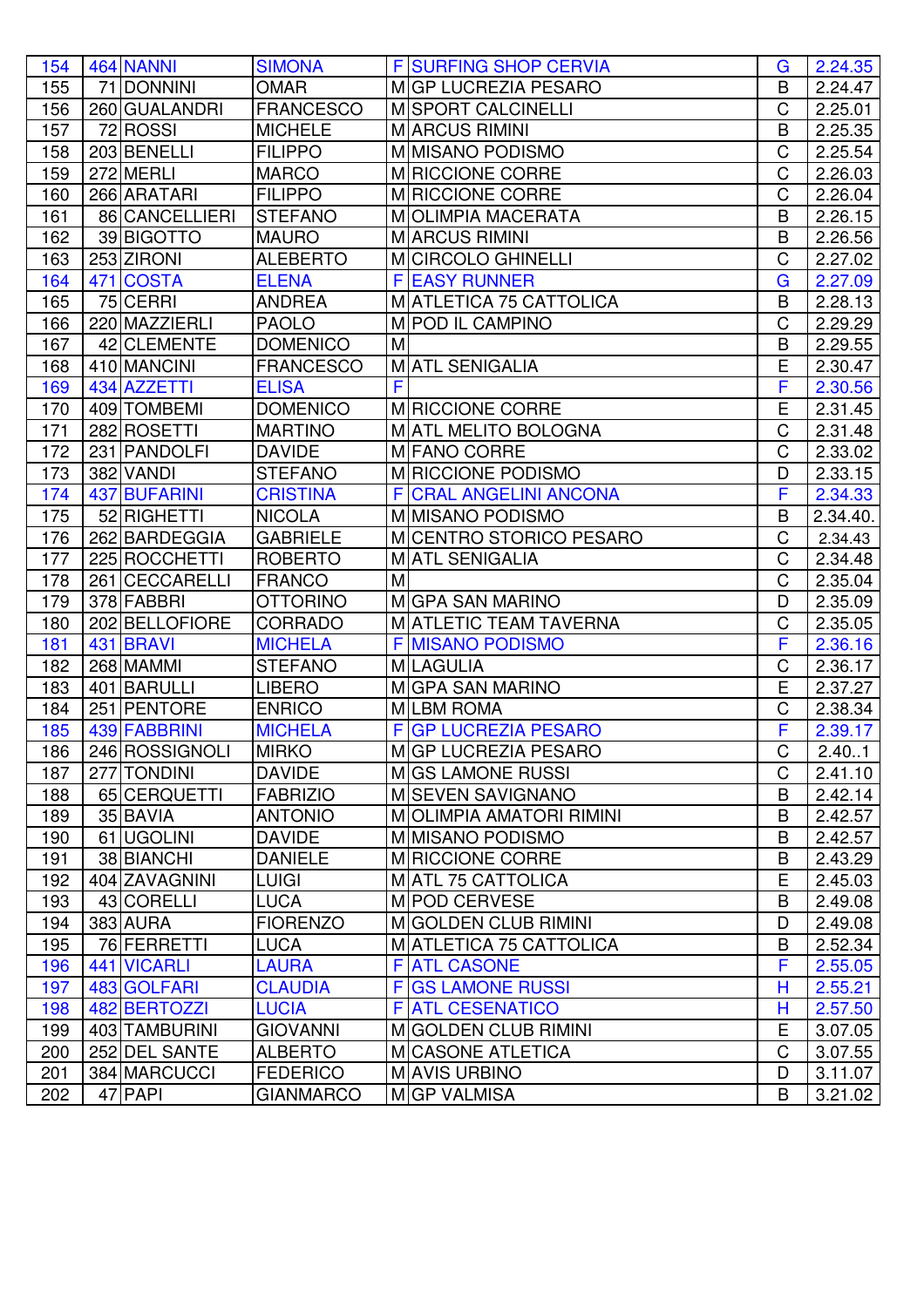| | | | | | | | |
|---|---|---|---|---|---|---|---|
| 154 | 464 | NANNI | SIMONA | F | SURFING SHOP CERVIA | G | 2.24.35 |
| 155 | 71 | DONNINI | OMAR | M | GP LUCREZIA PESARO | B | 2.24.47 |
| 156 | 260 | GUALANDRI | FRANCESCO | M | SPORT CALCINELLI | C | 2.25.01 |
| 157 | 72 | ROSSI | MICHELE | M | ARCUS RIMINI | B | 2.25.35 |
| 158 | 203 | BENELLI | FILIPPO | M | MISANO PODISMO | C | 2.25.54 |
| 159 | 272 | MERLI | MARCO | M | RICCIONE CORRE | C | 2.26.03 |
| 160 | 266 | ARATARI | FILIPPO | M | RICCIONE CORRE | C | 2.26.04 |
| 161 | 86 | CANCELLIERI | STEFANO | M | OLIMPIA MACERATA | B | 2.26.15 |
| 162 | 39 | BIGOTTO | MAURO | M | ARCUS RIMINI | B | 2.26.56 |
| 163 | 253 | ZIRONI | ALEBERTO | M | CIRCOLO GHINELLI | C | 2.27.02 |
| 164 | 471 | COSTA | ELENA | F | EASY RUNNER | G | 2.27.09 |
| 165 | 75 | CERRI | ANDREA | M | ATLETICA 75 CATTOLICA | B | 2.28.13 |
| 166 | 220 | MAZZIERLI | PAOLO | M | POD IL CAMPINO | C | 2.29.29 |
| 167 | 42 | CLEMENTE | DOMENICO | M | | B | 2.29.55 |
| 168 | 410 | MANCINI | FRANCESCO | M | ATL SENIGALIA | E | 2.30.47 |
| 169 | 434 | AZZETTI | ELISA | F | | F | 2.30.56 |
| 170 | 409 | TOMBEMI | DOMENICO | M | RICCIONE CORRE | E | 2.31.45 |
| 171 | 282 | ROSETTI | MARTINO | M | ATL MELITO BOLOGNA | C | 2.31.48 |
| 172 | 231 | PANDOLFI | DAVIDE | M | FANO CORRE | C | 2.33.02 |
| 173 | 382 | VANDI | STEFANO | M | RICCIONE PODISMO | D | 2.33.15 |
| 174 | 437 | BUFARINI | CRISTINA | F | CRAL ANGELINI ANCONA | F | 2.34.33 |
| 175 | 52 | RIGHETTI | NICOLA | M | MISANO PODISMO | B | 2.34.40. |
| 176 | 262 | BARDEGGIA | GABRIELE | M | CENTRO STORICO PESARO | C | 2.34.43 |
| 177 | 225 | ROCCHETTI | ROBERTO | M | ATL SENIGALIA | C | 2.34.48 |
| 178 | 261 | CECCARELLI | FRANCO | M | | C | 2.35.04 |
| 179 | 378 | FABBRI | OTTORINO | M | GPA SAN MARINO | D | 2.35.09 |
| 180 | 202 | BELLOFIORE | CORRADO | M | ATLETIC TEAM TAVERNA | C | 2.35.05 |
| 181 | 431 | BRAVI | MICHELA | F | MISANO PODISMO | F | 2.36.16 |
| 182 | 268 | MAMMI | STEFANO | M | LAGULIA | C | 2.36.17 |
| 183 | 401 | BARULLI | LIBERO | M | GPA SAN MARINO | E | 2.37.27 |
| 184 | 251 | PENTORE | ENRICO | M | LBM ROMA | C | 2.38.34 |
| 185 | 439 | FABBRINI | MICHELA | F | GP LUCREZIA PESARO | F | 2.39.17 |
| 186 | 246 | ROSSIGNOLI | MIRKO | M | GP LUCREZIA PESARO | C | 2.40..1 |
| 187 | 277 | TONDINI | DAVIDE | M | GS LAMONE RUSSI | C | 2.41.10 |
| 188 | 65 | CERQUETTI | FABRIZIO | M | SEVEN SAVIGNANO | B | 2.42.14 |
| 189 | 35 | BAVIA | ANTONIO | M | OLIMPIA AMATORI RIMINI | B | 2.42.57 |
| 190 | 61 | UGOLINI | DAVIDE | M | MISANO PODISMO | B | 2.42.57 |
| 191 | 38 | BIANCHI | DANIELE | M | RICCIONE CORRE | B | 2.43.29 |
| 192 | 404 | ZAVAGNINI | LUIGI | M | ATL 75 CATTOLICA | E | 2.45.03 |
| 193 | 43 | CORELLI | LUCA | M | POD CERVESE | B | 2.49.08 |
| 194 | 383 | AURA | FIORENZO | M | GOLDEN CLUB RIMINI | D | 2.49.08 |
| 195 | 76 | FERRETTI | LUCA | M | ATLETICA 75 CATTOLICA | B | 2.52.34 |
| 196 | 441 | VICARLI | LAURA | F | ATL CASONE | F | 2.55.05 |
| 197 | 483 | GOLFARI | CLAUDIA | F | GS LAMONE RUSSI | H | 2.55.21 |
| 198 | 482 | BERTOZZI | LUCIA | F | ATL CESENATICO | H | 2.57.50 |
| 199 | 403 | TAMBURINI | GIOVANNI | M | GOLDEN CLUB RIMINI | E | 3.07.05 |
| 200 | 252 | DEL SANTE | ALBERTO | M | CASONE ATLETICA | C | 3.07.55 |
| 201 | 384 | MARCUCCI | FEDERICO | M | AVIS URBINO | D | 3.11.07 |
| 202 | 47 | PAPI | GIANMARCO | M | GP VALMISA | B | 3.21.02 |